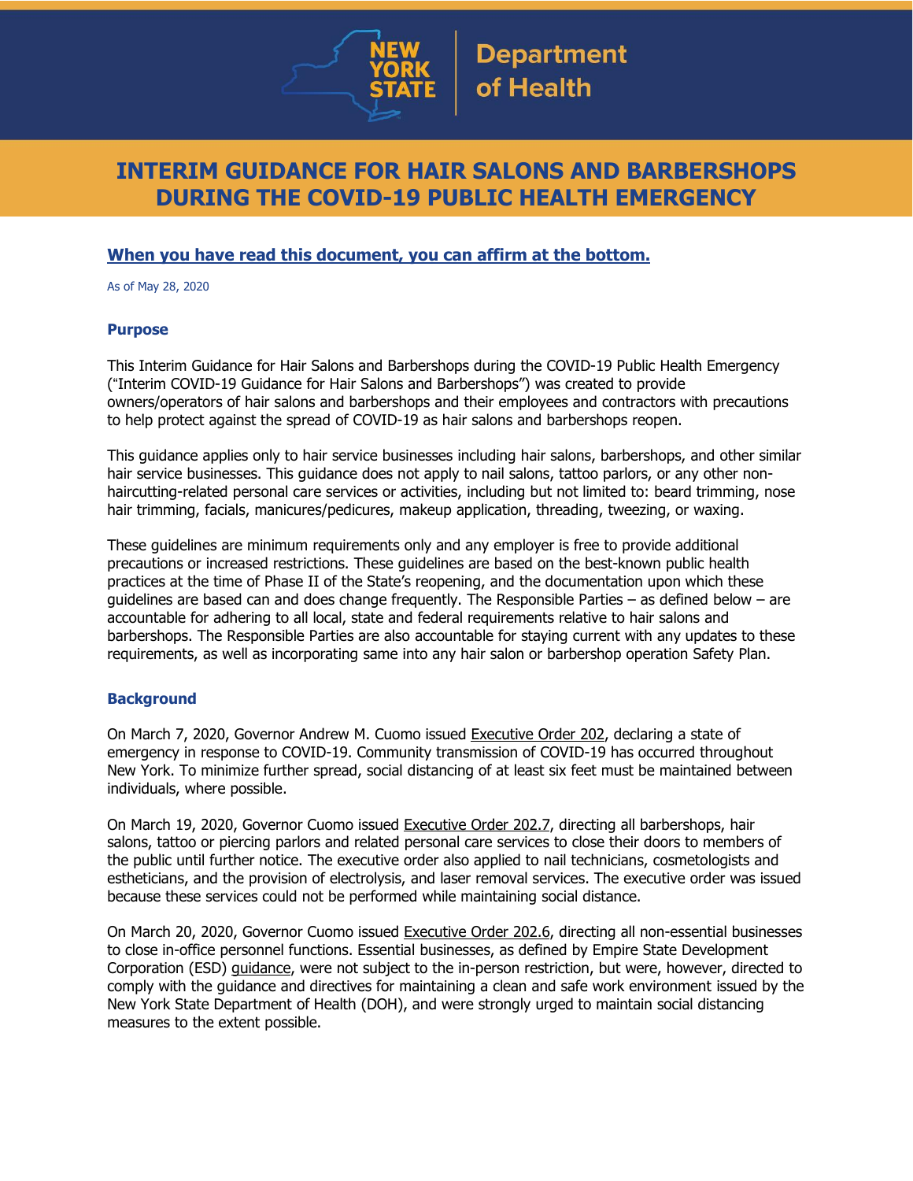New York State Department of Health

# INTERIM GUIDANCE FOR HAIR SALONS AND BARBERSHOPS DURING THE COVID-19 PUBLIC HEALTH EMERGENCY

**When you have read this document, you can affirm at the bottom.**

As of May 28, 2020

### Purpose

This Interim Guidance for Hair Salons and Barbershops during the COVID-19 Public Health Emergency ("Interim COVID-19 Guidance for Hair Salons and Barbershops") was created to provide owners/operators of hair salons and barbershops and their employees and contractors with precautions to help protect against the spread of COVID-19 as hair salons and barbershops reopen.

This guidance applies only to hair service businesses including hair salons, barbershops, and other similar hair service businesses. This guidance does not apply to nail salons, tattoo parlors, or any other non-haircutting-related personal care services or activities, including but not limited to: beard trimming, nose hair trimming, facials, manicures/pedicures, makeup application, threading, tweezing, or waxing.

These guidelines are minimum requirements only and any employer is free to provide additional precautions or increased restrictions. These guidelines are based on the best-known public health practices at the time of Phase II of the State's reopening, and the documentation upon which these guidelines are based can and does change frequently. The Responsible Parties – as defined below – are accountable for adhering to all local, state and federal requirements relative to hair salons and barbershops. The Responsible Parties are also accountable for staying current with any updates to these requirements, as well as incorporating same into any hair salon or barbershop operation Safety Plan.

### Background

On March 7, 2020, Governor Andrew M. Cuomo issued Executive Order 202, declaring a state of emergency in response to COVID-19. Community transmission of COVID-19 has occurred throughout New York. To minimize further spread, social distancing of at least six feet must be maintained between individuals, where possible.

On March 19, 2020, Governor Cuomo issued Executive Order 202.7, directing all barbershops, hair salons, tattoo or piercing parlors and related personal care services to close their doors to members of the public until further notice. The executive order also applied to nail technicians, cosmetologists and estheticians, and the provision of electrolysis, and laser removal services. The executive order was issued because these services could not be performed while maintaining social distance.

On March 20, 2020, Governor Cuomo issued Executive Order 202.6, directing all non-essential businesses to close in-office personnel functions. Essential businesses, as defined by Empire State Development Corporation (ESD) guidance, were not subject to the in-person restriction, but were, however, directed to comply with the guidance and directives for maintaining a clean and safe work environment issued by the New York State Department of Health (DOH), and were strongly urged to maintain social distancing measures to the extent possible.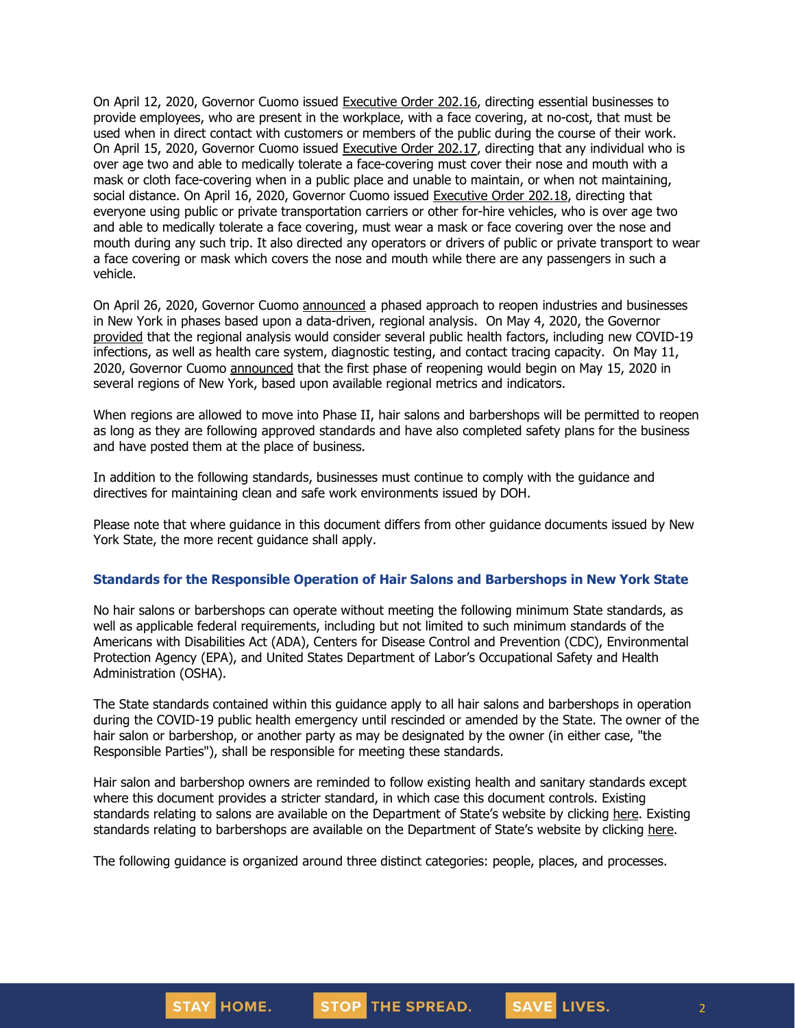On April 12, 2020, Governor Cuomo issued Executive Order 202.16, directing essential businesses to provide employees, who are present in the workplace, with a face covering, at no-cost, that must be used when in direct contact with customers or members of the public during the course of their work. On April 15, 2020, Governor Cuomo issued Executive Order 202.17, directing that any individual who is over age two and able to medically tolerate a face-covering must cover their nose and mouth with a mask or cloth face-covering when in a public place and unable to maintain, or when not maintaining, social distance. On April 16, 2020, Governor Cuomo issued Executive Order 202.18, directing that everyone using public or private transportation carriers or other for-hire vehicles, who is over age two and able to medically tolerate a face covering, must wear a mask or face covering over the nose and mouth during any such trip. It also directed any operators or drivers of public or private transport to wear a face covering or mask which covers the nose and mouth while there are any passengers in such a vehicle.

On April 26, 2020, Governor Cuomo announced a phased approach to reopen industries and businesses in New York in phases based upon a data-driven, regional analysis. On May 4, 2020, the Governor provided that the regional analysis would consider several public health factors, including new COVID-19 infections, as well as health care system, diagnostic testing, and contact tracing capacity. On May 11, 2020, Governor Cuomo announced that the first phase of reopening would begin on May 15, 2020 in several regions of New York, based upon available regional metrics and indicators.

When regions are allowed to move into Phase II, hair salons and barbershops will be permitted to reopen as long as they are following approved standards and have also completed safety plans for the business and have posted them at the place of business.

In addition to the following standards, businesses must continue to comply with the guidance and directives for maintaining clean and safe work environments issued by DOH.

Please note that where guidance in this document differs from other guidance documents issued by New York State, the more recent guidance shall apply.

## Standards for the Responsible Operation of Hair Salons and Barbershops in New York State

No hair salons or barbershops can operate without meeting the following minimum State standards, as well as applicable federal requirements, including but not limited to such minimum standards of the Americans with Disabilities Act (ADA), Centers for Disease Control and Prevention (CDC), Environmental Protection Agency (EPA), and United States Department of Labor's Occupational Safety and Health Administration (OSHA).

The State standards contained within this guidance apply to all hair salons and barbershops in operation during the COVID-19 public health emergency until rescinded or amended by the State. The owner of the hair salon or barbershop, or another party as may be designated by the owner (in either case, "the Responsible Parties"), shall be responsible for meeting these standards.

Hair salon and barbershop owners are reminded to follow existing health and sanitary standards except where this document provides a stricter standard, in which case this document controls. Existing standards relating to salons are available on the Department of State's website by clicking here. Existing standards relating to barbershops are available on the Department of State's website by clicking here.

The following guidance is organized around three distinct categories: people, places, and processes.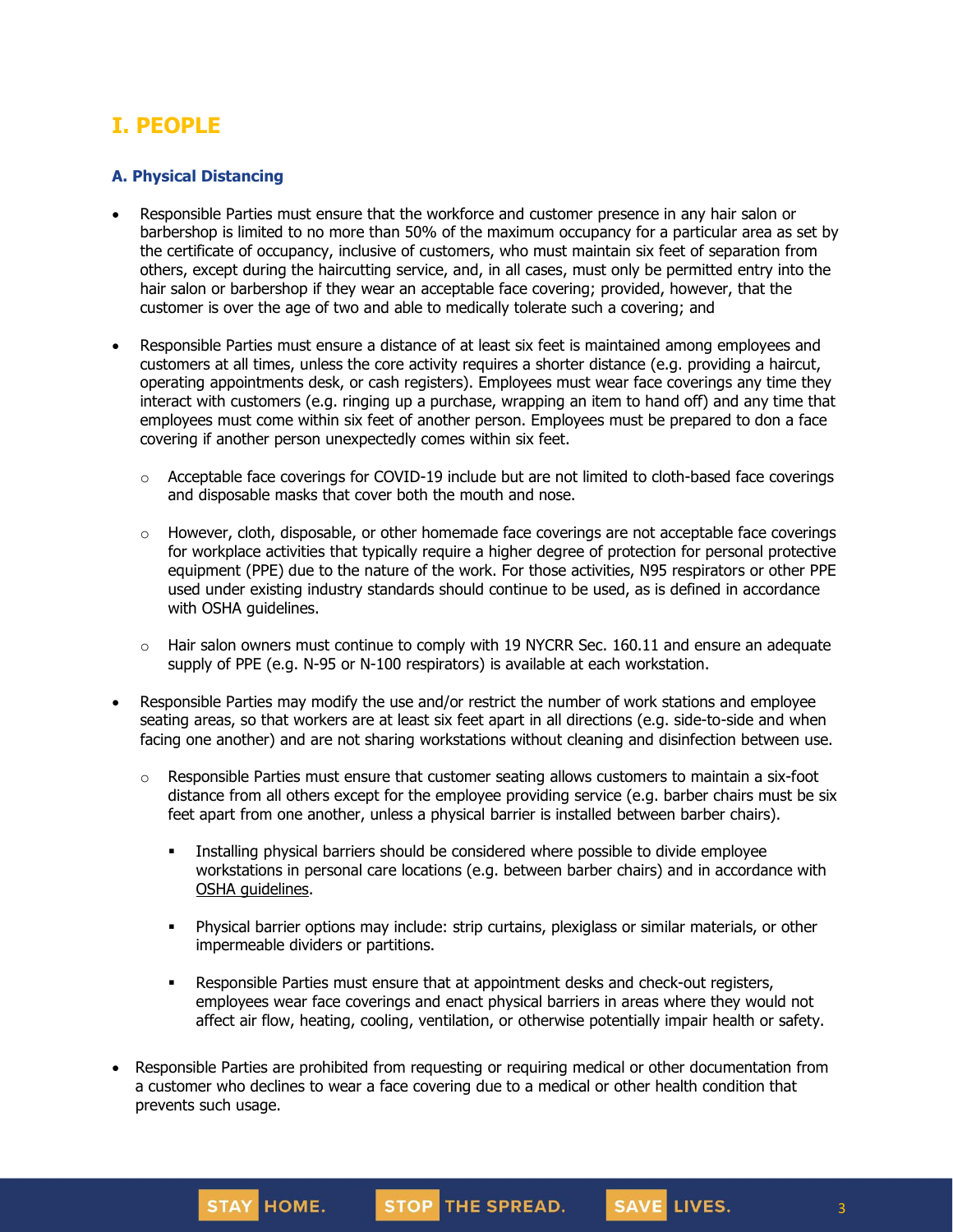## I. PEOPLE

### A. Physical Distancing

- Responsible Parties must ensure that the workforce and customer presence in any hair salon or barbershop is limited to no more than 50% of the maximum occupancy for a particular area as set by the certificate of occupancy, inclusive of customers, who must maintain six feet of separation from others, except during the haircutting service, and, in all cases, must only be permitted entry into the hair salon or barbershop if they wear an acceptable face covering; provided, however, that the customer is over the age of two and able to medically tolerate such a covering; and

- Responsible Parties must ensure a distance of at least six feet is maintained among employees and customers at all times, unless the core activity requires a shorter distance (e.g. providing a haircut, operating appointments desk, or cash registers). Employees must wear face coverings any time they interact with customers (e.g. ringing up a purchase, wrapping an item to hand off) and any time that employees must come within six feet of another person. Employees must be prepared to don a face covering if another person unexpectedly comes within six feet.
  - Acceptable face coverings for COVID-19 include but are not limited to cloth-based face coverings and disposable masks that cover both the mouth and nose.
  - However, cloth, disposable, or other homemade face coverings are not acceptable face coverings for workplace activities that typically require a higher degree of protection for personal protective equipment (PPE) due to the nature of the work. For those activities, N95 respirators or other PPE used under existing industry standards should continue to be used, as is defined in accordance with OSHA guidelines.
  - Hair salon owners must continue to comply with 19 NYCRR Sec. 160.11 and ensure an adequate supply of PPE (e.g. N-95 or N-100 respirators) is available at each workstation.

- Responsible Parties may modify the use and/or restrict the number of work stations and employee seating areas, so that workers are at least six feet apart in all directions (e.g. side-to-side and when facing one another) and are not sharing workstations without cleaning and disinfection between use.
  - Responsible Parties must ensure that customer seating allows customers to maintain a six-foot distance from all others except for the employee providing service (e.g. barber chairs must be six feet apart from one another, unless a physical barrier is installed between barber chairs).
    - Installing physical barriers should be considered where possible to divide employee workstations in personal care locations (e.g. between barber chairs) and in accordance with OSHA guidelines.
    - Physical barrier options may include: strip curtains, plexiglass or similar materials, or other impermeable dividers or partitions.
    - Responsible Parties must ensure that at appointment desks and check-out registers, employees wear face coverings and enact physical barriers in areas where they would not affect air flow, heating, cooling, ventilation, or otherwise potentially impair health or safety.

- Responsible Parties are prohibited from requesting or requiring medical or other documentation from a customer who declines to wear a face covering due to a medical or other health condition that prevents such usage.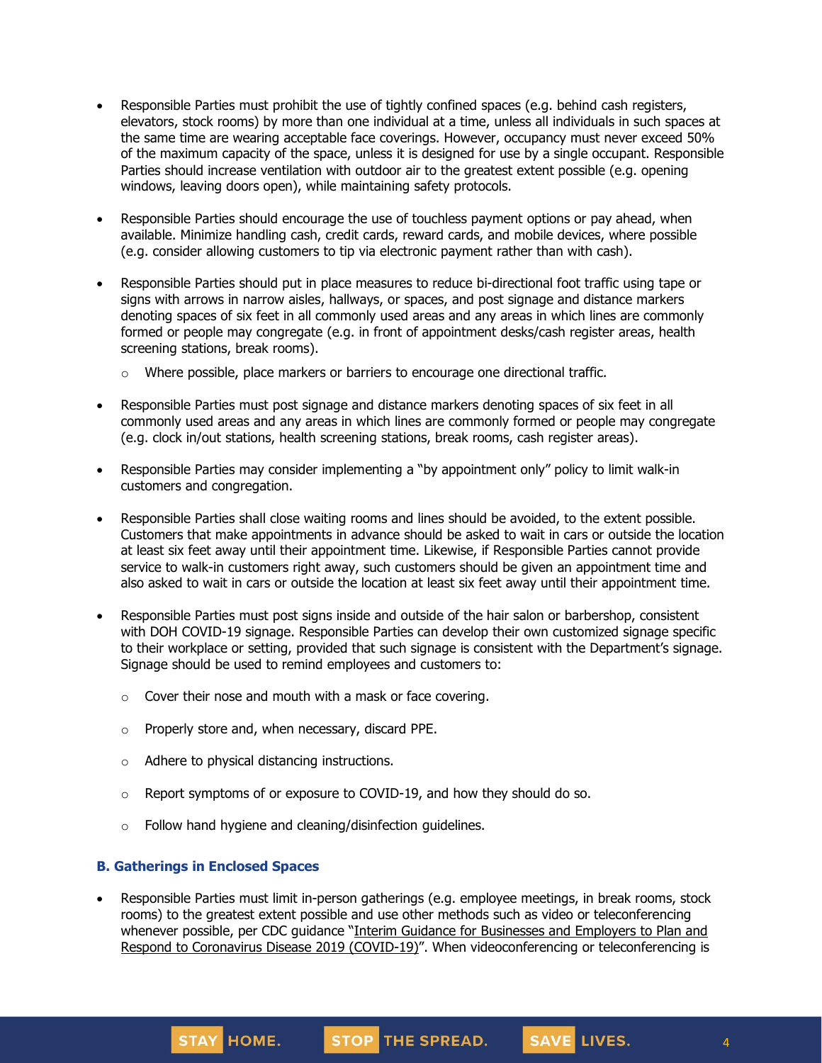- Responsible Parties must prohibit the use of tightly confined spaces (e.g. behind cash registers, elevators, stock rooms) by more than one individual at a time, unless all individuals in such spaces at the same time are wearing acceptable face coverings. However, occupancy must never exceed 50% of the maximum capacity of the space, unless it is designed for use by a single occupant. Responsible Parties should increase ventilation with outdoor air to the greatest extent possible (e.g. opening windows, leaving doors open), while maintaining safety protocols.

- Responsible Parties should encourage the use of touchless payment options or pay ahead, when available. Minimize handling cash, credit cards, reward cards, and mobile devices, where possible (e.g. consider allowing customers to tip via electronic payment rather than with cash).

- Responsible Parties should put in place measures to reduce bi-directional foot traffic using tape or signs with arrows in narrow aisles, hallways, or spaces, and post signage and distance markers denoting spaces of six feet in all commonly used areas and any areas in which lines are commonly formed or people may congregate (e.g. in front of appointment desks/cash register areas, health screening stations, break rooms).
  - Where possible, place markers or barriers to encourage one directional traffic.

- Responsible Parties must post signage and distance markers denoting spaces of six feet in all commonly used areas and any areas in which lines are commonly formed or people may congregate (e.g. clock in/out stations, health screening stations, break rooms, cash register areas).

- Responsible Parties may consider implementing a "by appointment only" policy to limit walk-in customers and congregation.

- Responsible Parties shall close waiting rooms and lines should be avoided, to the extent possible. Customers that make appointments in advance should be asked to wait in cars or outside the location at least six feet away until their appointment time. Likewise, if Responsible Parties cannot provide service to walk-in customers right away, such customers should be given an appointment time and also asked to wait in cars or outside the location at least six feet away until their appointment time.

- Responsible Parties must post signs inside and outside of the hair salon or barbershop, consistent with DOH COVID-19 signage. Responsible Parties can develop their own customized signage specific to their workplace or setting, provided that such signage is consistent with the Department's signage. Signage should be used to remind employees and customers to:
  - Cover their nose and mouth with a mask or face covering.
  - Properly store and, when necessary, discard PPE.
  - Adhere to physical distancing instructions.
  - Report symptoms of or exposure to COVID-19, and how they should do so.
  - Follow hand hygiene and cleaning/disinfection guidelines.

### B. Gatherings in Enclosed Spaces

- Responsible Parties must limit in-person gatherings (e.g. employee meetings, in break rooms, stock rooms) to the greatest extent possible and use other methods such as video or teleconferencing whenever possible, per CDC guidance "Interim Guidance for Businesses and Employers to Plan and Respond to Coronavirus Disease 2019 (COVID-19)". When videoconferencing or teleconferencing is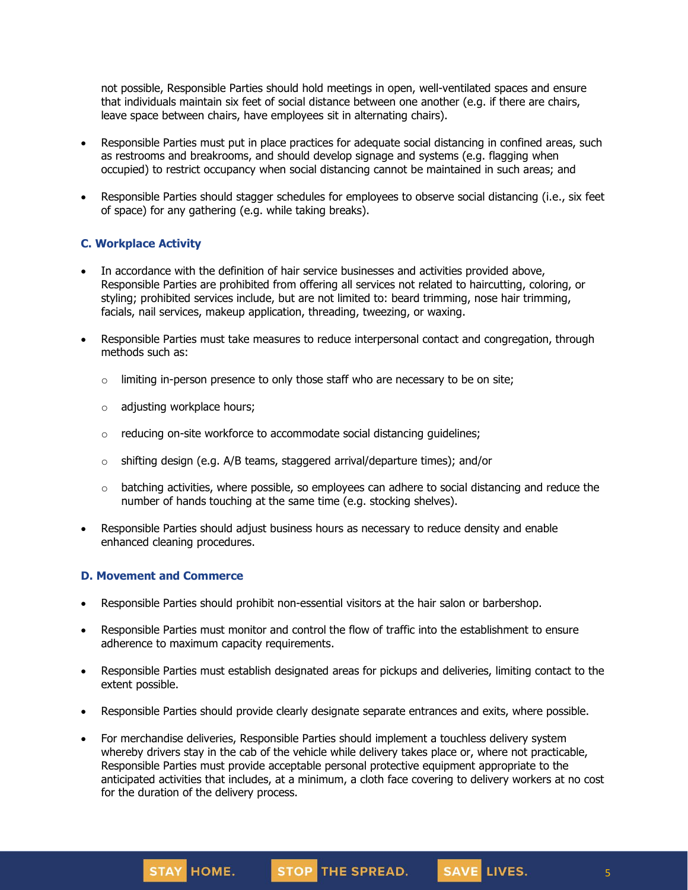not possible, Responsible Parties should hold meetings in open, well-ventilated spaces and ensure that individuals maintain six feet of social distance between one another (e.g. if there are chairs, leave space between chairs, have employees sit in alternating chairs).

- Responsible Parties must put in place practices for adequate social distancing in confined areas, such as restrooms and breakrooms, and should develop signage and systems (e.g. flagging when occupied) to restrict occupancy when social distancing cannot be maintained in such areas; and
- Responsible Parties should stagger schedules for employees to observe social distancing (i.e., six feet of space) for any gathering (e.g. while taking breaks).

### C. Workplace Activity

- In accordance with the definition of hair service businesses and activities provided above, Responsible Parties are prohibited from offering all services not related to haircutting, coloring, or styling; prohibited services include, but are not limited to: beard trimming, nose hair trimming, facials, nail services, makeup application, threading, tweezing, or waxing.
- Responsible Parties must take measures to reduce interpersonal contact and congregation, through methods such as:
  - limiting in-person presence to only those staff who are necessary to be on site;
  - adjusting workplace hours;
  - reducing on-site workforce to accommodate social distancing guidelines;
  - shifting design (e.g. A/B teams, staggered arrival/departure times); and/or
  - batching activities, where possible, so employees can adhere to social distancing and reduce the number of hands touching at the same time (e.g. stocking shelves).
- Responsible Parties should adjust business hours as necessary to reduce density and enable enhanced cleaning procedures.

### D. Movement and Commerce

- Responsible Parties should prohibit non-essential visitors at the hair salon or barbershop.
- Responsible Parties must monitor and control the flow of traffic into the establishment to ensure adherence to maximum capacity requirements.
- Responsible Parties must establish designated areas for pickups and deliveries, limiting contact to the extent possible.
- Responsible Parties should provide clearly designate separate entrances and exits, where possible.
- For merchandise deliveries, Responsible Parties should implement a touchless delivery system whereby drivers stay in the cab of the vehicle while delivery takes place or, where not practicable, Responsible Parties must provide acceptable personal protective equipment appropriate to the anticipated activities that includes, at a minimum, a cloth face covering to delivery workers at no cost for the duration of the delivery process.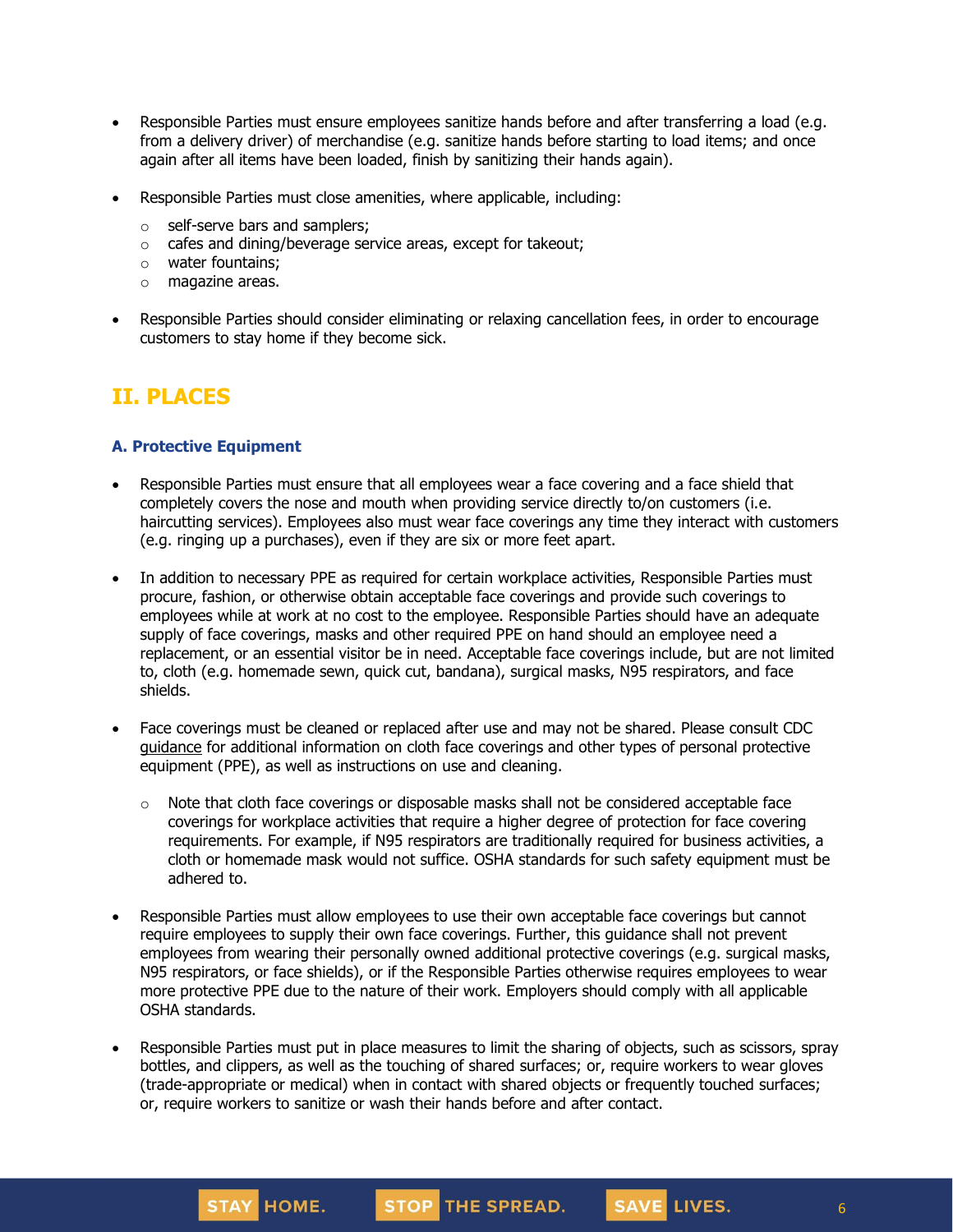- Responsible Parties must ensure employees sanitize hands before and after transferring a load (e.g. from a delivery driver) of merchandise (e.g. sanitize hands before starting to load items; and once again after all items have been loaded, finish by sanitizing their hands again).

- Responsible Parties must close amenities, where applicable, including:
  - self-serve bars and samplers;
  - cafes and dining/beverage service areas, except for takeout;
  - water fountains;
  - magazine areas.

- Responsible Parties should consider eliminating or relaxing cancellation fees, in order to encourage customers to stay home if they become sick.

## II. PLACES

### A. Protective Equipment

- Responsible Parties must ensure that all employees wear a face covering and a face shield that completely covers the nose and mouth when providing service directly to/on customers (i.e. haircutting services). Employees also must wear face coverings any time they interact with customers (e.g. ringing up a purchases), even if they are six or more feet apart.

- In addition to necessary PPE as required for certain workplace activities, Responsible Parties must procure, fashion, or otherwise obtain acceptable face coverings and provide such coverings to employees while at work at no cost to the employee. Responsible Parties should have an adequate supply of face coverings, masks and other required PPE on hand should an employee need a replacement, or an essential visitor be in need. Acceptable face coverings include, but are not limited to, cloth (e.g. homemade sewn, quick cut, bandana), surgical masks, N95 respirators, and face shields.

- Face coverings must be cleaned or replaced after use and may not be shared. Please consult CDC guidance for additional information on cloth face coverings and other types of personal protective equipment (PPE), as well as instructions on use and cleaning.
  - Note that cloth face coverings or disposable masks shall not be considered acceptable face coverings for workplace activities that require a higher degree of protection for face covering requirements. For example, if N95 respirators are traditionally required for business activities, a cloth or homemade mask would not suffice. OSHA standards for such safety equipment must be adhered to.

- Responsible Parties must allow employees to use their own acceptable face coverings but cannot require employees to supply their own face coverings. Further, this guidance shall not prevent employees from wearing their personally owned additional protective coverings (e.g. surgical masks, N95 respirators, or face shields), or if the Responsible Parties otherwise requires employees to wear more protective PPE due to the nature of their work. Employers should comply with all applicable OSHA standards.

- Responsible Parties must put in place measures to limit the sharing of objects, such as scissors, spray bottles, and clippers, as well as the touching of shared surfaces; or, require workers to wear gloves (trade-appropriate or medical) when in contact with shared objects or frequently touched surfaces; or, require workers to sanitize or wash their hands before and after contact.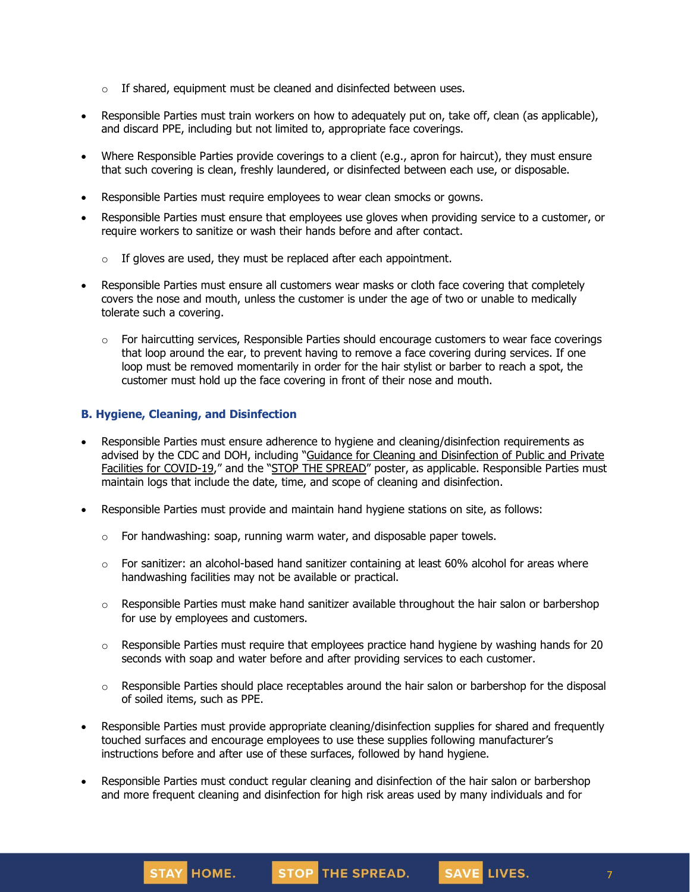- If shared, equipment must be cleaned and disinfected between uses.

- Responsible Parties must train workers on how to adequately put on, take off, clean (as applicable), and discard PPE, including but not limited to, appropriate face coverings.

- Where Responsible Parties provide coverings to a client (e.g., apron for haircut), they must ensure that such covering is clean, freshly laundered, or disinfected between each use, or disposable.

- Responsible Parties must require employees to wear clean smocks or gowns.

- Responsible Parties must ensure that employees use gloves when providing service to a customer, or require workers to sanitize or wash their hands before and after contact.

   - If gloves are used, they must be replaced after each appointment.

- Responsible Parties must ensure all customers wear masks or cloth face covering that completely covers the nose and mouth, unless the customer is under the age of two or unable to medically tolerate such a covering.

   - For haircutting services, Responsible Parties should encourage customers to wear face coverings that loop around the ear, to prevent having to remove a face covering during services. If one loop must be removed momentarily in order for the hair stylist or barber to reach a spot, the customer must hold up the face covering in front of their nose and mouth.

### B. Hygiene, Cleaning, and Disinfection

- Responsible Parties must ensure adherence to hygiene and cleaning/disinfection requirements as advised by the CDC and DOH, including "Guidance for Cleaning and Disinfection of Public and Private Facilities for COVID-19," and the "STOP THE SPREAD" poster, as applicable. Responsible Parties must maintain logs that include the date, time, and scope of cleaning and disinfection.

- Responsible Parties must provide and maintain hand hygiene stations on site, as follows:

   - For handwashing: soap, running warm water, and disposable paper towels.

   - For sanitizer: an alcohol-based hand sanitizer containing at least 60% alcohol for areas where handwashing facilities may not be available or practical.

   - Responsible Parties must make hand sanitizer available throughout the hair salon or barbershop for use by employees and customers.

   - Responsible Parties must require that employees practice hand hygiene by washing hands for 20 seconds with soap and water before and after providing services to each customer.

   - Responsible Parties should place receptables around the hair salon or barbershop for the disposal of soiled items, such as PPE.

- Responsible Parties must provide appropriate cleaning/disinfection supplies for shared and frequently touched surfaces and encourage employees to use these supplies following manufacturer's instructions before and after use of these surfaces, followed by hand hygiene.

- Responsible Parties must conduct regular cleaning and disinfection of the hair salon or barbershop and more frequent cleaning and disinfection for high risk areas used by many individuals and for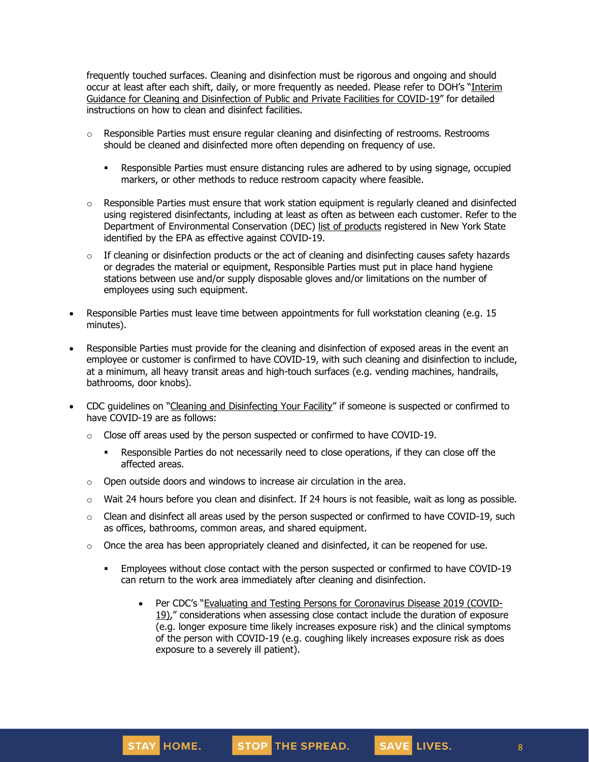frequently touched surfaces. Cleaning and disinfection must be rigorous and ongoing and should occur at least after each shift, daily, or more frequently as needed. Please refer to DOH's "Interim Guidance for Cleaning and Disinfection of Public and Private Facilities for COVID-19" for detailed instructions on how to clean and disinfect facilities.

- Responsible Parties must ensure regular cleaning and disinfecting of restrooms. Restrooms should be cleaned and disinfected more often depending on frequency of use.
  - Responsible Parties must ensure distancing rules are adhered to by using signage, occupied markers, or other methods to reduce restroom capacity where feasible.
- Responsible Parties must ensure that work station equipment is regularly cleaned and disinfected using registered disinfectants, including at least as often as between each customer. Refer to the Department of Environmental Conservation (DEC) list of products registered in New York State identified by the EPA as effective against COVID-19.
- If cleaning or disinfection products or the act of cleaning and disinfecting causes safety hazards or degrades the material or equipment, Responsible Parties must put in place hand hygiene stations between use and/or supply disposable gloves and/or limitations on the number of employees using such equipment.

- Responsible Parties must leave time between appointments for full workstation cleaning (e.g. 15 minutes).
- Responsible Parties must provide for the cleaning and disinfection of exposed areas in the event an employee or customer is confirmed to have COVID-19, with such cleaning and disinfection to include, at a minimum, all heavy transit areas and high-touch surfaces (e.g. vending machines, handrails, bathrooms, door knobs).
- CDC guidelines on "Cleaning and Disinfecting Your Facility" if someone is suspected or confirmed to have COVID-19 are as follows:
  - Close off areas used by the person suspected or confirmed to have COVID-19.
    - Responsible Parties do not necessarily need to close operations, if they can close off the affected areas.
  - Open outside doors and windows to increase air circulation in the area.
  - Wait 24 hours before you clean and disinfect. If 24 hours is not feasible, wait as long as possible.
  - Clean and disinfect all areas used by the person suspected or confirmed to have COVID-19, such as offices, bathrooms, common areas, and shared equipment.
  - Once the area has been appropriately cleaned and disinfected, it can be reopened for use.
    - Employees without close contact with the person suspected or confirmed to have COVID-19 can return to the work area immediately after cleaning and disinfection.
      - Per CDC's "Evaluating and Testing Persons for Coronavirus Disease 2019 (COVID-19)," considerations when assessing close contact include the duration of exposure (e.g. longer exposure time likely increases exposure risk) and the clinical symptoms of the person with COVID-19 (e.g. coughing likely increases exposure risk as does exposure to a severely ill patient).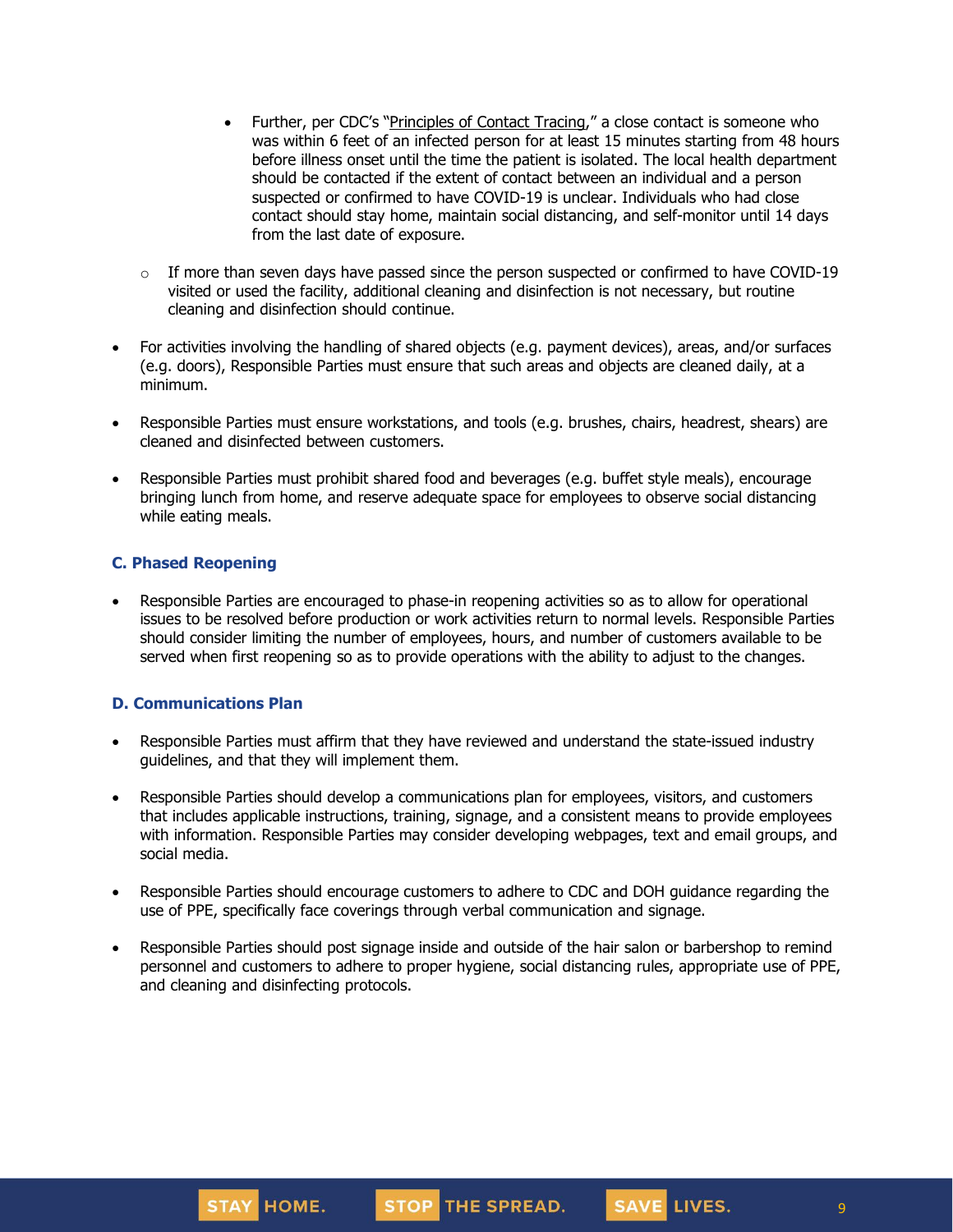- Further, per CDC's "Principles of Contact Tracing," a close contact is someone who was within 6 feet of an infected person for at least 15 minutes starting from 48 hours before illness onset until the time the patient is isolated. The local health department should be contacted if the extent of contact between an individual and a person suspected or confirmed to have COVID-19 is unclear. Individuals who had close contact should stay home, maintain social distancing, and self-monitor until 14 days from the last date of exposure.

  - If more than seven days have passed since the person suspected or confirmed to have COVID-19 visited or used the facility, additional cleaning and disinfection is not necessary, but routine cleaning and disinfection should continue.

- For activities involving the handling of shared objects (e.g. payment devices), areas, and/or surfaces (e.g. doors), Responsible Parties must ensure that such areas and objects are cleaned daily, at a minimum.

- Responsible Parties must ensure workstations, and tools (e.g. brushes, chairs, headrest, shears) are cleaned and disinfected between customers.

- Responsible Parties must prohibit shared food and beverages (e.g. buffet style meals), encourage bringing lunch from home, and reserve adequate space for employees to observe social distancing while eating meals.

### C. Phased Reopening

- Responsible Parties are encouraged to phase-in reopening activities so as to allow for operational issues to be resolved before production or work activities return to normal levels. Responsible Parties should consider limiting the number of employees, hours, and number of customers available to be served when first reopening so as to provide operations with the ability to adjust to the changes.

### D. Communications Plan

- Responsible Parties must affirm that they have reviewed and understand the state-issued industry guidelines, and that they will implement them.

- Responsible Parties should develop a communications plan for employees, visitors, and customers that includes applicable instructions, training, signage, and a consistent means to provide employees with information. Responsible Parties may consider developing webpages, text and email groups, and social media.

- Responsible Parties should encourage customers to adhere to CDC and DOH guidance regarding the use of PPE, specifically face coverings through verbal communication and signage.

- Responsible Parties should post signage inside and outside of the hair salon or barbershop to remind personnel and customers to adhere to proper hygiene, social distancing rules, appropriate use of PPE, and cleaning and disinfecting protocols.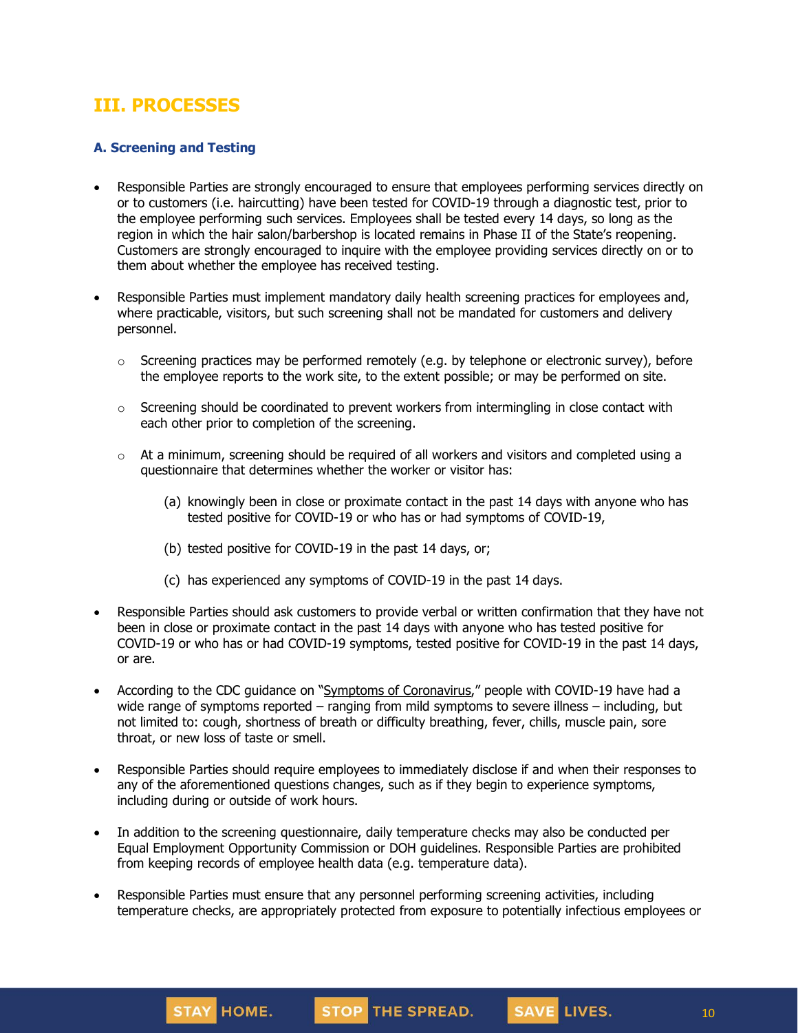## III. PROCESSES

### A. Screening and Testing

- Responsible Parties are strongly encouraged to ensure that employees performing services directly on or to customers (i.e. haircutting) have been tested for COVID-19 through a diagnostic test, prior to the employee performing such services. Employees shall be tested every 14 days, so long as the region in which the hair salon/barbershop is located remains in Phase II of the State's reopening. Customers are strongly encouraged to inquire with the employee providing services directly on or to them about whether the employee has received testing.

- Responsible Parties must implement mandatory daily health screening practices for employees and, where practicable, visitors, but such screening shall not be mandated for customers and delivery personnel.

  - Screening practices may be performed remotely (e.g. by telephone or electronic survey), before the employee reports to the work site, to the extent possible; or may be performed on site.

  - Screening should be coordinated to prevent workers from intermingling in close contact with each other prior to completion of the screening.

  - At a minimum, screening should be required of all workers and visitors and completed using a questionnaire that determines whether the worker or visitor has:

    (a) knowingly been in close or proximate contact in the past 14 days with anyone who has tested positive for COVID-19 or who has or had symptoms of COVID-19,

    (b) tested positive for COVID-19 in the past 14 days, or;

    (c) has experienced any symptoms of COVID-19 in the past 14 days.

- Responsible Parties should ask customers to provide verbal or written confirmation that they have not been in close or proximate contact in the past 14 days with anyone who has tested positive for COVID-19 or who has or had COVID-19 symptoms, tested positive for COVID-19 in the past 14 days, or are.

- According to the CDC guidance on "Symptoms of Coronavirus," people with COVID-19 have had a wide range of symptoms reported – ranging from mild symptoms to severe illness – including, but not limited to: cough, shortness of breath or difficulty breathing, fever, chills, muscle pain, sore throat, or new loss of taste or smell.

- Responsible Parties should require employees to immediately disclose if and when their responses to any of the aforementioned questions changes, such as if they begin to experience symptoms, including during or outside of work hours.

- In addition to the screening questionnaire, daily temperature checks may also be conducted per Equal Employment Opportunity Commission or DOH guidelines. Responsible Parties are prohibited from keeping records of employee health data (e.g. temperature data).

- Responsible Parties must ensure that any personnel performing screening activities, including temperature checks, are appropriately protected from exposure to potentially infectious employees or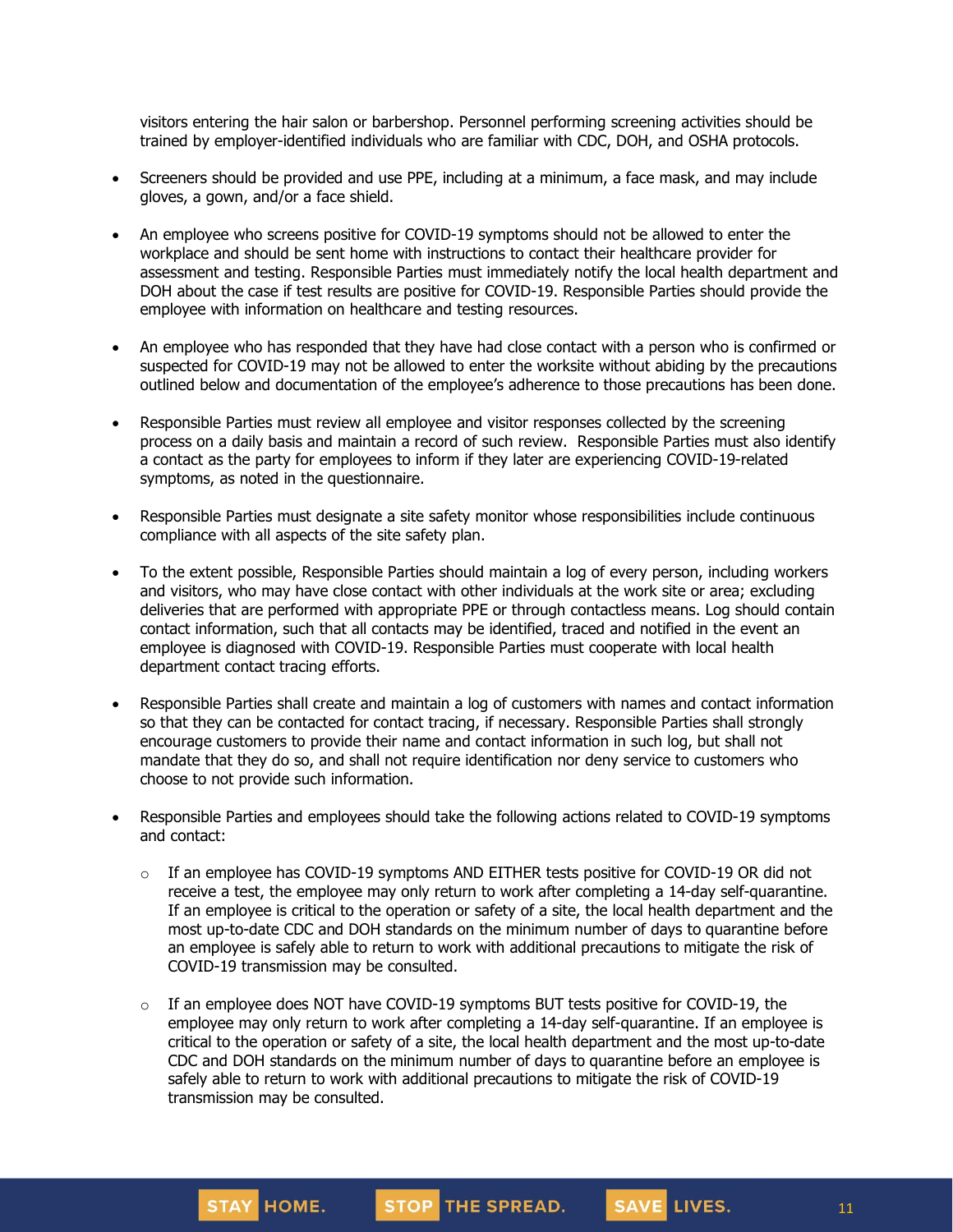visitors entering the hair salon or barbershop. Personnel performing screening activities should be trained by employer-identified individuals who are familiar with CDC, DOH, and OSHA protocols.

- Screeners should be provided and use PPE, including at a minimum, a face mask, and may include gloves, a gown, and/or a face shield.
- An employee who screens positive for COVID-19 symptoms should not be allowed to enter the workplace and should be sent home with instructions to contact their healthcare provider for assessment and testing. Responsible Parties must immediately notify the local health department and DOH about the case if test results are positive for COVID-19. Responsible Parties should provide the employee with information on healthcare and testing resources.
- An employee who has responded that they have had close contact with a person who is confirmed or suspected for COVID-19 may not be allowed to enter the worksite without abiding by the precautions outlined below and documentation of the employee's adherence to those precautions has been done.
- Responsible Parties must review all employee and visitor responses collected by the screening process on a daily basis and maintain a record of such review. Responsible Parties must also identify a contact as the party for employees to inform if they later are experiencing COVID-19-related symptoms, as noted in the questionnaire.
- Responsible Parties must designate a site safety monitor whose responsibilities include continuous compliance with all aspects of the site safety plan.
- To the extent possible, Responsible Parties should maintain a log of every person, including workers and visitors, who may have close contact with other individuals at the work site or area; excluding deliveries that are performed with appropriate PPE or through contactless means. Log should contain contact information, such that all contacts may be identified, traced and notified in the event an employee is diagnosed with COVID-19. Responsible Parties must cooperate with local health department contact tracing efforts.
- Responsible Parties shall create and maintain a log of customers with names and contact information so that they can be contacted for contact tracing, if necessary. Responsible Parties shall strongly encourage customers to provide their name and contact information in such log, but shall not mandate that they do so, and shall not require identification nor deny service to customers who choose to not provide such information.
- Responsible Parties and employees should take the following actions related to COVID-19 symptoms and contact:
  - If an employee has COVID-19 symptoms AND EITHER tests positive for COVID-19 OR did not receive a test, the employee may only return to work after completing a 14-day self-quarantine. If an employee is critical to the operation or safety of a site, the local health department and the most up-to-date CDC and DOH standards on the minimum number of days to quarantine before an employee is safely able to return to work with additional precautions to mitigate the risk of COVID-19 transmission may be consulted.
  - If an employee does NOT have COVID-19 symptoms BUT tests positive for COVID-19, the employee may only return to work after completing a 14-day self-quarantine. If an employee is critical to the operation or safety of a site, the local health department and the most up-to-date CDC and DOH standards on the minimum number of days to quarantine before an employee is safely able to return to work with additional precautions to mitigate the risk of COVID-19 transmission may be consulted.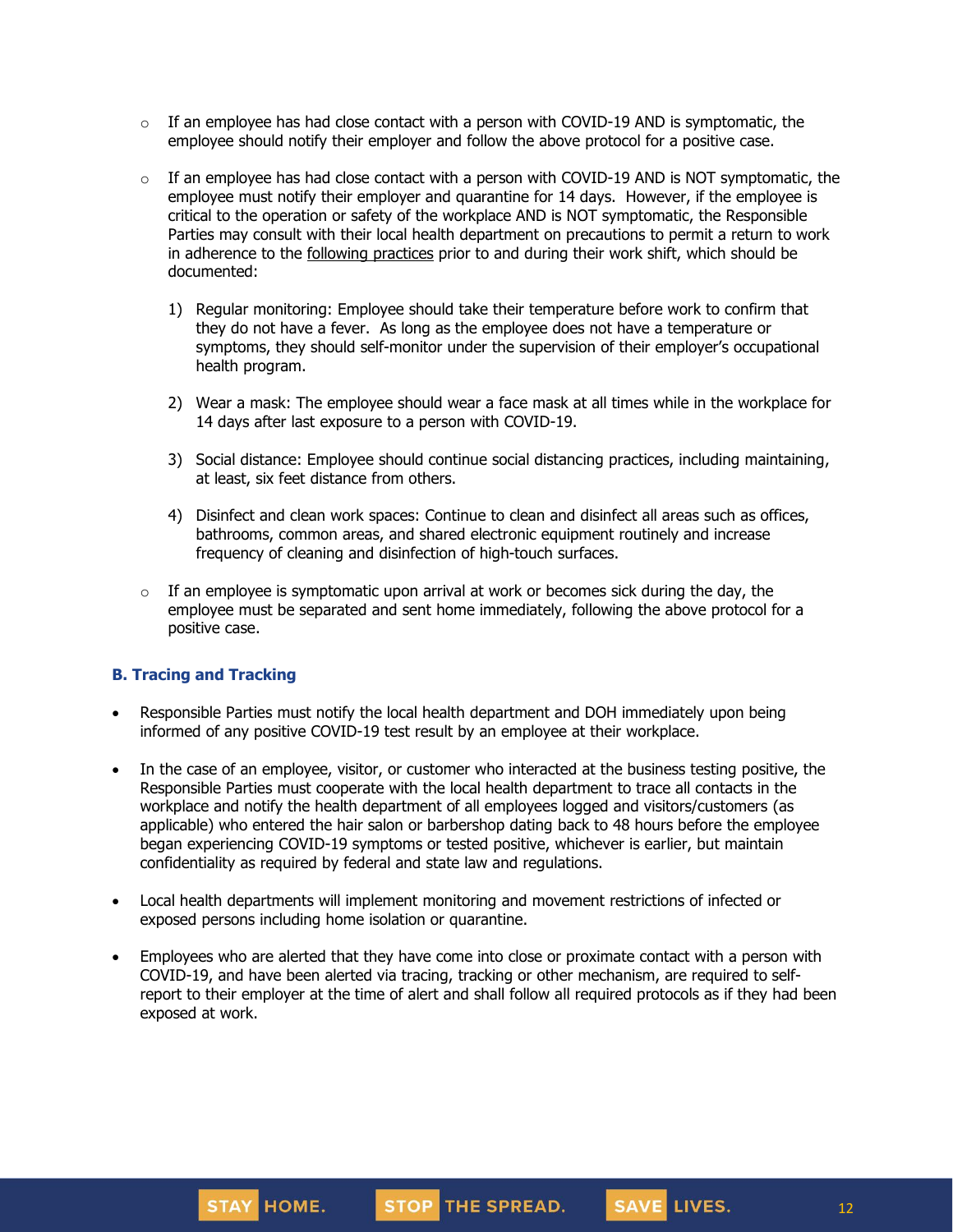- If an employee has had close contact with a person with COVID-19 AND is symptomatic, the employee should notify their employer and follow the above protocol for a positive case.

- If an employee has had close contact with a person with COVID-19 AND is NOT symptomatic, the employee must notify their employer and quarantine for 14 days. However, if the employee is critical to the operation or safety of the workplace AND is NOT symptomatic, the Responsible Parties may consult with their local health department on precautions to permit a return to work in adherence to the following practices prior to and during their work shift, which should be documented:

  1) Regular monitoring: Employee should take their temperature before work to confirm that they do not have a fever. As long as the employee does not have a temperature or symptoms, they should self-monitor under the supervision of their employer's occupational health program.

  2) Wear a mask: The employee should wear a face mask at all times while in the workplace for 14 days after last exposure to a person with COVID-19.

  3) Social distance: Employee should continue social distancing practices, including maintaining, at least, six feet distance from others.

  4) Disinfect and clean work spaces: Continue to clean and disinfect all areas such as offices, bathrooms, common areas, and shared electronic equipment routinely and increase frequency of cleaning and disinfection of high-touch surfaces.

- If an employee is symptomatic upon arrival at work or becomes sick during the day, the employee must be separated and sent home immediately, following the above protocol for a positive case.

### B. Tracing and Tracking

- Responsible Parties must notify the local health department and DOH immediately upon being informed of any positive COVID-19 test result by an employee at their workplace.

- In the case of an employee, visitor, or customer who interacted at the business testing positive, the Responsible Parties must cooperate with the local health department to trace all contacts in the workplace and notify the health department of all employees logged and visitors/customers (as applicable) who entered the hair salon or barbershop dating back to 48 hours before the employee began experiencing COVID-19 symptoms or tested positive, whichever is earlier, but maintain confidentiality as required by federal and state law and regulations.

- Local health departments will implement monitoring and movement restrictions of infected or exposed persons including home isolation or quarantine.

- Employees who are alerted that they have come into close or proximate contact with a person with COVID-19, and have been alerted via tracing, tracking or other mechanism, are required to self-report to their employer at the time of alert and shall follow all required protocols as if they had been exposed at work.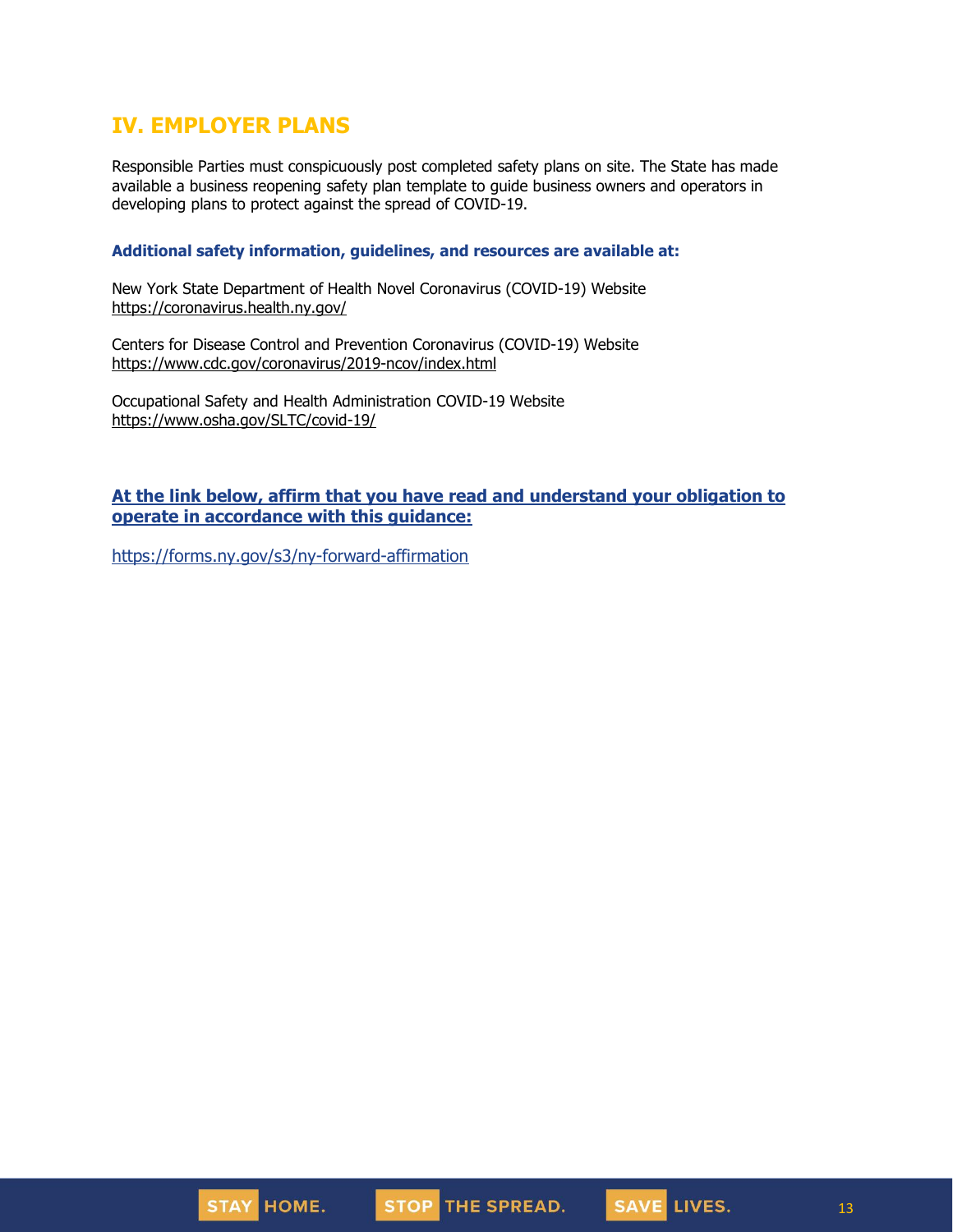## IV. EMPLOYER PLANS

Responsible Parties must conspicuously post completed safety plans on site. The State has made available a business reopening safety plan template to guide business owners and operators in developing plans to protect against the spread of COVID-19.

**Additional safety information, guidelines, and resources are available at:**

New York State Department of Health Novel Coronavirus (COVID-19) Website
https://coronavirus.health.ny.gov/

Centers for Disease Control and Prevention Coronavirus (COVID-19) Website
https://www.cdc.gov/coronavirus/2019-ncov/index.html

Occupational Safety and Health Administration COVID-19 Website
https://www.osha.gov/SLTC/covid-19/

**At the link below, affirm that you have read and understand your obligation to operate in accordance with this guidance:**

https://forms.ny.gov/s3/ny-forward-affirmation